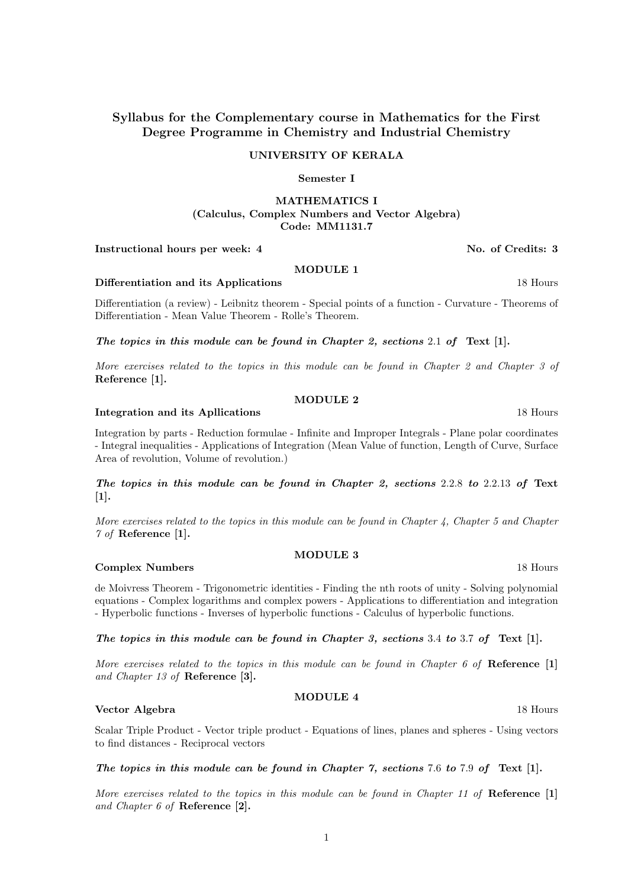# Syllabus for the Complementary course in Mathematics for the First Degree Programme in Chemistry and Industrial Chemistry

**UNIVERSITY OF KERALA**

**Semester I**

**MATHEMATICS I**
**(Calculus, Complex Numbers and Vector Algebra)**
**Code: MM1131.7**

**Instructional hours per week: 4** **No. of Credits: 3**

## MODULE 1

**Differentiation and its Applications** 18 Hours

Differentiation (a review) - Leibnitz theorem - Special points of a function - Curvature - Theorems of Differentiation - Mean Value Theorem - Rolle's Theorem.

***The topics in this module can be found in Chapter 2, sections*** 2.1 ***of*** **Text [1].**

*More exercises related to the topics in this module can be found in Chapter 2 and Chapter 3 of* **Reference [1].**

## MODULE 2

**Integration and its Apllications** 18 Hours

Integration by parts - Reduction formulae - Infinite and Improper Integrals - Plane polar coordinates - Integral inequalities - Applications of Integration (Mean Value of function, Length of Curve, Surface Area of revolution, Volume of revolution.)

***The topics in this module can be found in Chapter 2, sections*** 2.2.8 ***to*** 2.2.13 ***of*** **Text [1].**

*More exercises related to the topics in this module can be found in Chapter 4, Chapter 5 and Chapter 7 of* **Reference [1].**

## MODULE 3

**Complex Numbers** 18 Hours

de Moivress Theorem - Trigonometric identities - Finding the nth roots of unity - Solving polynomial equations - Complex logarithms and complex powers - Applications to differentiation and integration - Hyperbolic functions - Inverses of hyperbolic functions - Calculus of hyperbolic functions.

***The topics in this module can be found in Chapter 3, sections*** 3.4 ***to*** 3.7 ***of*** **Text [1].**

*More exercises related to the topics in this module can be found in Chapter 6 of* **Reference [1]** *and Chapter 13 of* **Reference [3].**

## MODULE 4

**Vector Algebra** 18 Hours

Scalar Triple Product - Vector triple product - Equations of lines, planes and spheres - Using vectors to find distances - Reciprocal vectors

***The topics in this module can be found in Chapter 7, sections*** 7.6 ***to*** 7.9 ***of*** **Text [1].**

*More exercises related to the topics in this module can be found in Chapter 11 of* **Reference [1]** *and Chapter 6 of* **Reference [2].**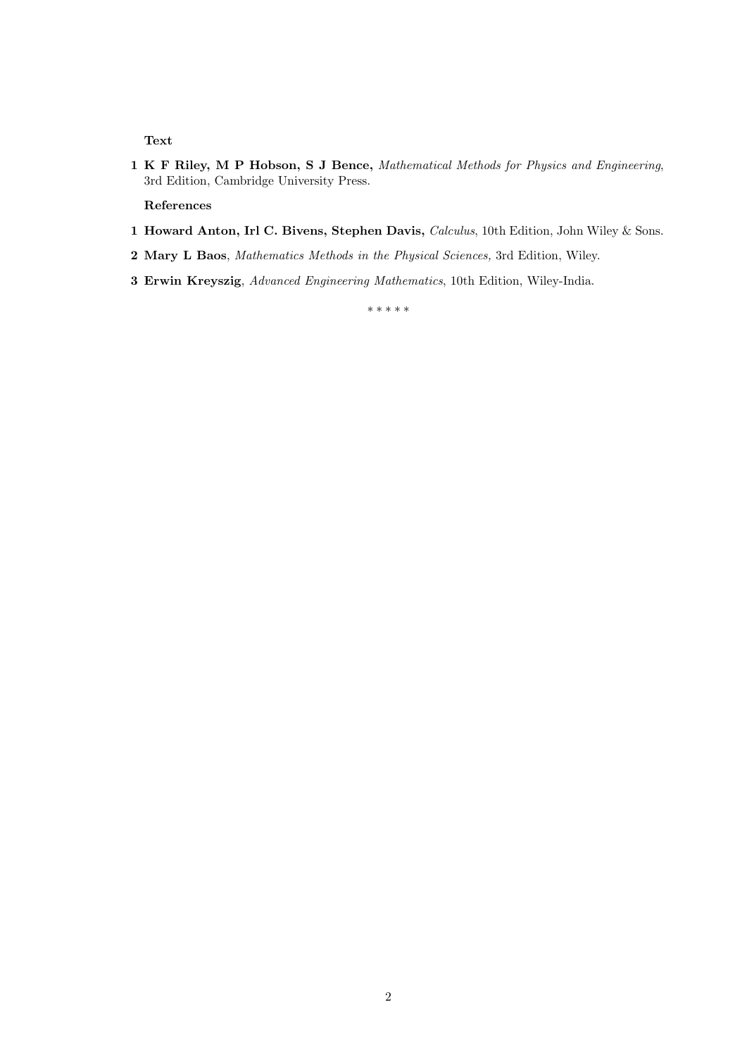**Text**

1 **K F Riley, M P Hobson, S J Bence,** *Mathematical Methods for Physics and Engineering*, 3rd Edition, Cambridge University Press.

**References**

1 **Howard Anton, Irl C. Bivens, Stephen Davis,** *Calculus*, 10th Edition, John Wiley & Sons.

2 **Mary L Baos**, *Mathematics Methods in the Physical Sciences,* 3rd Edition, Wiley.

3 **Erwin Kreyszig**, *Advanced Engineering Mathematics*, 10th Edition, Wiley-India.

\* \* \* \* \*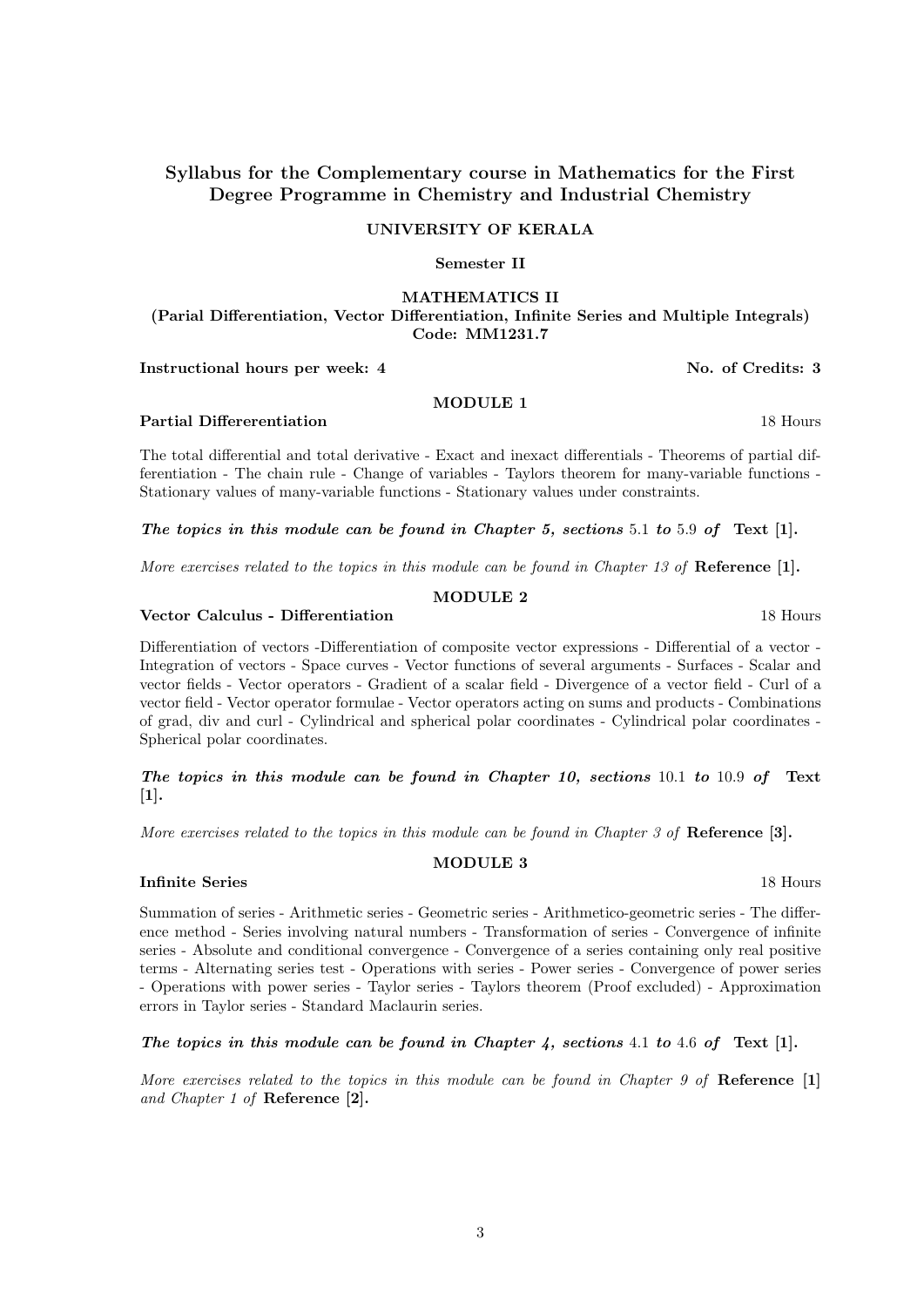## Syllabus for the Complementary course in Mathematics for the First Degree Programme in Chemistry and Industrial Chemistry

**UNIVERSITY OF KERALA**

**Semester II**

**MATHEMATICS II**
**(Parial Differentiation, Vector Differentiation, Infinite Series and Multiple Integrals)**
**Code: MM1231.7**

**Instructional hours per week: 4** **No. of Credits: 3**

### MODULE 1

**Partial Differerentiation** 18 Hours

The total differential and total derivative - Exact and inexact differentials - Theorems of partial differentiation - The chain rule - Change of variables - Taylors theorem for many-variable functions - Stationary values of many-variable functions - Stationary values under constraints.

***The topics in this module can be found in Chapter 5, sections*** 5.1 ***to*** 5.9 ***of*** **Text [1].**

*More exercises related to the topics in this module can be found in Chapter 13 of* **Reference [1].**

### MODULE 2

**Vector Calculus - Differentiation** 18 Hours

Differentiation of vectors -Differentiation of composite vector expressions - Differential of a vector - Integration of vectors - Space curves - Vector functions of several arguments - Surfaces - Scalar and vector fields - Vector operators - Gradient of a scalar field - Divergence of a vector field - Curl of a vector field - Vector operator formulae - Vector operators acting on sums and products - Combinations of grad, div and curl - Cylindrical and spherical polar coordinates - Cylindrical polar coordinates - Spherical polar coordinates.

***The topics in this module can be found in Chapter 10, sections*** 10.1 ***to*** 10.9 ***of*** **Text [1].**

*More exercises related to the topics in this module can be found in Chapter 3 of* **Reference [3].**

### MODULE 3

**Infinite Series** 18 Hours

Summation of series - Arithmetic series - Geometric series - Arithmetico-geometric series - The difference method - Series involving natural numbers - Transformation of series - Convergence of infinite series - Absolute and conditional convergence - Convergence of a series containing only real positive terms - Alternating series test - Operations with series - Power series - Convergence of power series - Operations with power series - Taylor series - Taylors theorem (Proof excluded) - Approximation errors in Taylor series - Standard Maclaurin series.

***The topics in this module can be found in Chapter 4, sections*** 4.1 ***to*** 4.6 ***of*** **Text [1].**

*More exercises related to the topics in this module can be found in Chapter 9 of* **Reference [1]** *and Chapter 1 of* **Reference [2].**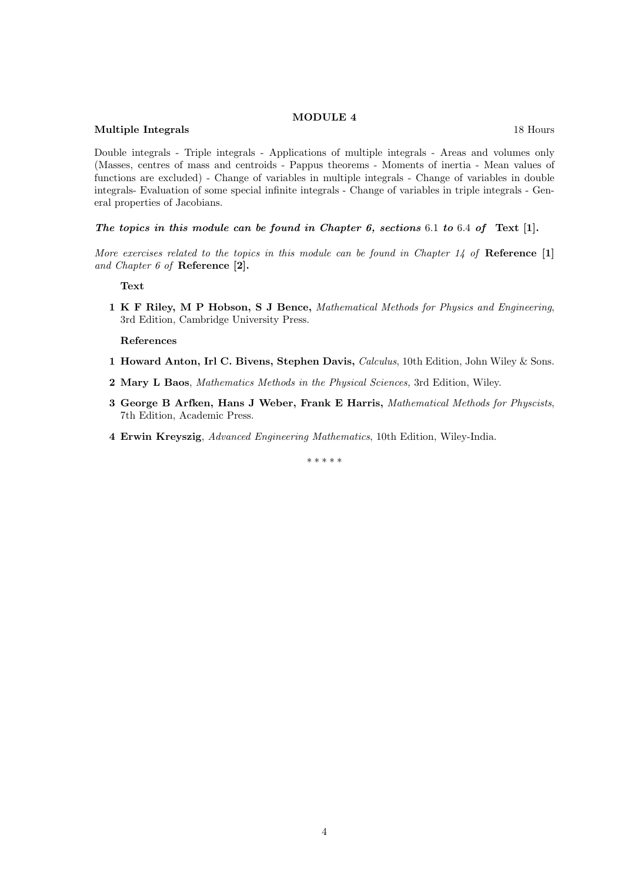**MODULE 4**

**Multiple Integrals** 18 Hours

Double integrals - Triple integrals - Applications of multiple integrals - Areas and volumes only (Masses, centres of mass and centroids - Pappus theorems - Moments of inertia - Mean values of functions are excluded) - Change of variables in multiple integrals - Change of variables in double integrals- Evaluation of some special infinite integrals - Change of variables in triple integrals - General properties of Jacobians.

***The topics in this module can be found in Chapter 6, sections* 6.1 *to* 6.4 *of* Text [1].**

*More exercises related to the topics in this module can be found in Chapter 14 of* **Reference [1]** *and Chapter 6 of* **Reference [2].**

**Text**

1. **K F Riley, M P Hobson, S J Bence,** *Mathematical Methods for Physics and Engineering*, 3rd Edition, Cambridge University Press.

**References**

1. **Howard Anton, Irl C. Bivens, Stephen Davis,** *Calculus*, 10th Edition, John Wiley & Sons.
2. **Mary L Baos**, *Mathematics Methods in the Physical Sciences,* 3rd Edition, Wiley.
3. **George B Arfken, Hans J Weber, Frank E Harris,** *Mathematical Methods for Physcists*, 7th Edition, Academic Press.
4. **Erwin Kreyszig**, *Advanced Engineering Mathematics*, 10th Edition, Wiley-India.

\* \* \* \* \*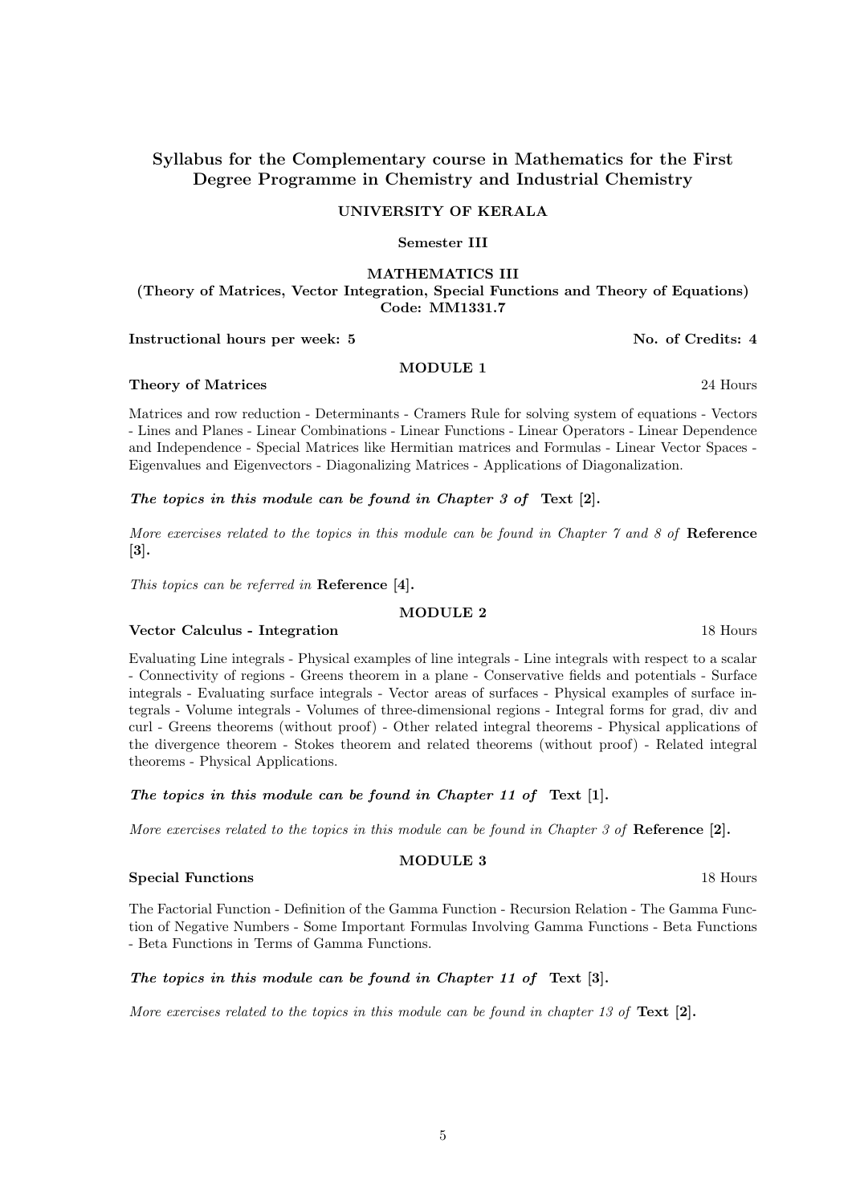## Syllabus for the Complementary course in Mathematics for the First Degree Programme in Chemistry and Industrial Chemistry

### UNIVERSITY OF KERALA

**Semester III**

**MATHEMATICS III**
**(Theory of Matrices, Vector Integration, Special Functions and Theory of Equations)**
**Code: MM1331.7**

**Instructional hours per week: 5** **No. of Credits: 4**

### MODULE 1

**Theory of Matrices** 24 Hours

Matrices and row reduction - Determinants - Cramers Rule for solving system of equations - Vectors - Lines and Planes - Linear Combinations - Linear Functions - Linear Operators - Linear Dependence and Independence - Special Matrices like Hermitian matrices and Formulas - Linear Vector Spaces - Eigenvalues and Eigenvectors - Diagonalizing Matrices - Applications of Diagonalization.

***The topics in this module can be found in Chapter 3 of*** **Text [2].**

*More exercises related to the topics in this module can be found in Chapter 7 and 8 of* **Reference [3].**

*This topics can be referred in* **Reference [4].**

### MODULE 2

**Vector Calculus - Integration** 18 Hours

Evaluating Line integrals - Physical examples of line integrals - Line integrals with respect to a scalar - Connectivity of regions - Greens theorem in a plane - Conservative fields and potentials - Surface integrals - Evaluating surface integrals - Vector areas of surfaces - Physical examples of surface integrals - Volume integrals - Volumes of three-dimensional regions - Integral forms for grad, div and curl - Greens theorems (without proof) - Other related integral theorems - Physical applications of the divergence theorem - Stokes theorem and related theorems (without proof) - Related integral theorems - Physical Applications.

***The topics in this module can be found in Chapter 11 of*** **Text [1].**

*More exercises related to the topics in this module can be found in Chapter 3 of* **Reference [2].**

### MODULE 3

**Special Functions** 18 Hours

The Factorial Function - Definition of the Gamma Function - Recursion Relation - The Gamma Function of Negative Numbers - Some Important Formulas Involving Gamma Functions - Beta Functions - Beta Functions in Terms of Gamma Functions.

***The topics in this module can be found in Chapter 11 of*** **Text [3].**

*More exercises related to the topics in this module can be found in chapter 13 of* **Text [2].**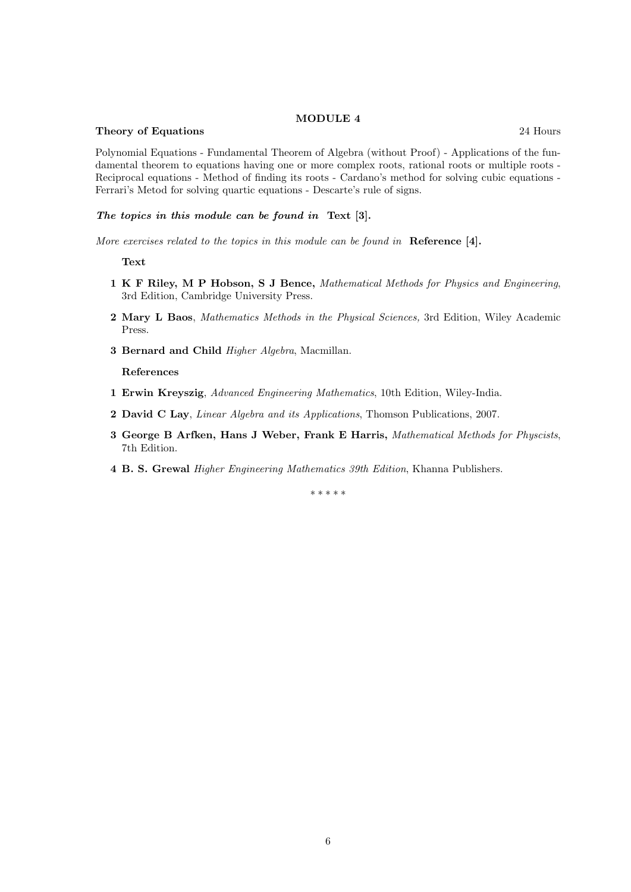## MODULE 4

**Theory of Equations** 24 Hours

Polynomial Equations - Fundamental Theorem of Algebra (without Proof) - Applications of the fundamental theorem to equations having one or more complex roots, rational roots or multiple roots - Reciprocal equations - Method of finding its roots - Cardano's method for solving cubic equations - Ferrari's Metod for solving quartic equations - Descarte's rule of signs.

***The topics in this module can be found in* Text [3].**

*More exercises related to the topics in this module can be found in* **Reference [4].**

**Text**

1. **K F Riley, M P Hobson, S J Bence,** *Mathematical Methods for Physics and Engineering*, 3rd Edition, Cambridge University Press.
2. **Mary L Baos**, *Mathematics Methods in the Physical Sciences,* 3rd Edition, Wiley Academic Press.
3. **Bernard and Child** *Higher Algebra*, Macmillan.

**References**

1. **Erwin Kreyszig**, *Advanced Engineering Mathematics*, 10th Edition, Wiley-India.
2. **David C Lay**, *Linear Algebra and its Applications*, Thomson Publications, 2007.
3. **George B Arfken, Hans J Weber, Frank E Harris,** *Mathematical Methods for Physcists*, 7th Edition.
4. **B. S. Grewal** *Higher Engineering Mathematics 39th Edition*, Khanna Publishers.

\* \* \* \* \*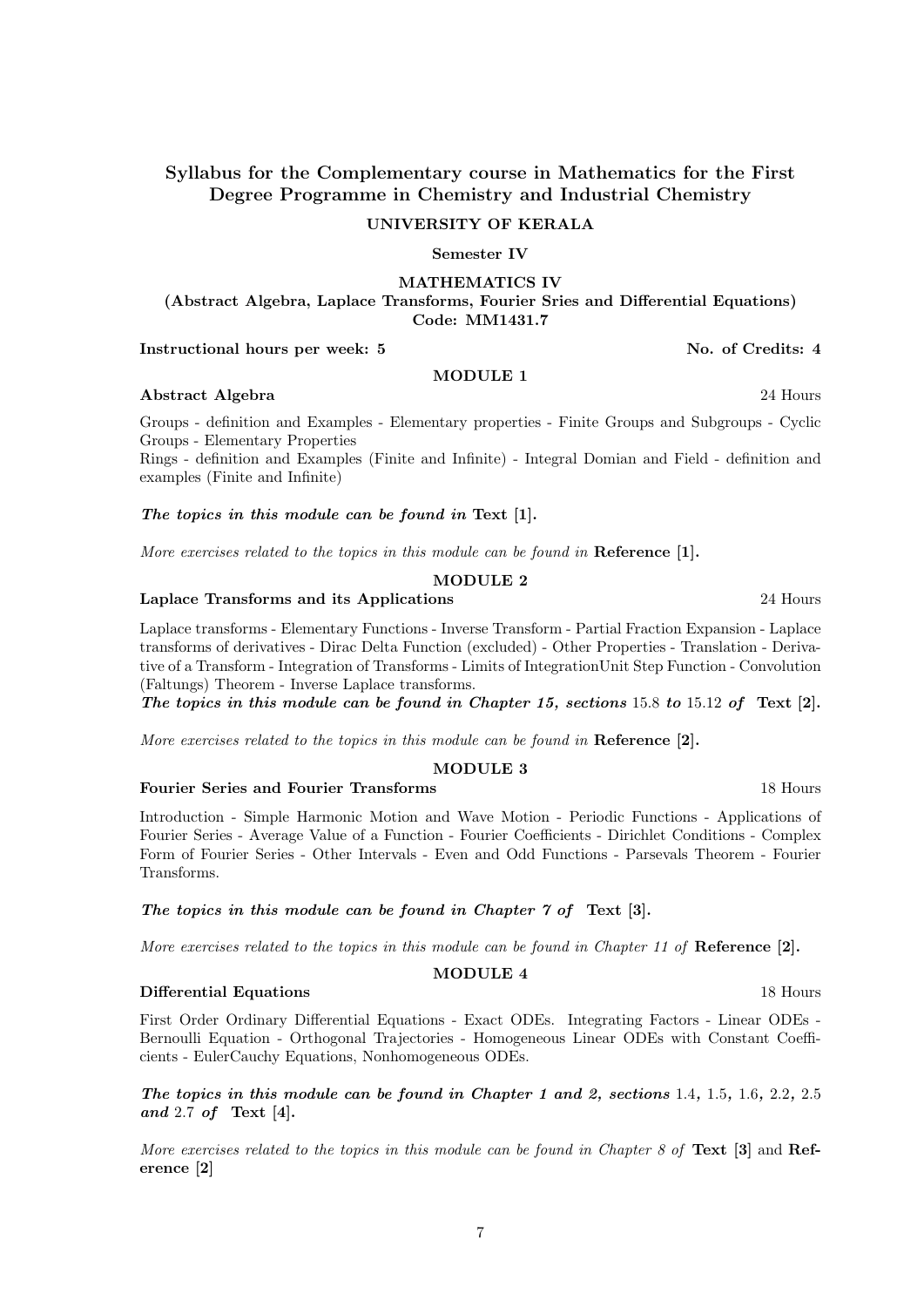## Syllabus for the Complementary course in Mathematics for the First Degree Programme in Chemistry and Industrial Chemistry

**UNIVERSITY OF KERALA**

**Semester IV**

**MATHEMATICS IV**
**(Abstract Algebra, Laplace Transforms, Fourier Sries and Differential Equations)**
**Code: MM1431.7**

**Instructional hours per week: 5** **No. of Credits: 4**

### MODULE 1

**Abstract Algebra** 24 Hours

Groups - definition and Examples - Elementary properties - Finite Groups and Subgroups - Cyclic Groups - Elementary Properties
Rings - definition and Examples (Finite and Infinite) - Integral Domian and Field - definition and examples (Finite and Infinite)

***The topics in this module can be found in*** **Text [1].**

*More exercises related to the topics in this module can be found in* **Reference [1].**

### MODULE 2

**Laplace Transforms and its Applications** 24 Hours

Laplace transforms - Elementary Functions - Inverse Transform - Partial Fraction Expansion - Laplace transforms of derivatives - Dirac Delta Function (excluded) - Other Properties - Translation - Derivative of a Transform - Integration of Transforms - Limits of IntegrationUnit Step Function - Convolution (Faltungs) Theorem - Inverse Laplace transforms.
***The topics in this module can be found in Chapter 15, sections*** 15.8 ***to*** 15.12 ***of*** **Text [2].**

*More exercises related to the topics in this module can be found in* **Reference [2].**

### MODULE 3

**Fourier Series and Fourier Transforms** 18 Hours

Introduction - Simple Harmonic Motion and Wave Motion - Periodic Functions - Applications of Fourier Series - Average Value of a Function - Fourier Coefficients - Dirichlet Conditions - Complex Form of Fourier Series - Other Intervals - Even and Odd Functions - Parsevals Theorem - Fourier Transforms.

***The topics in this module can be found in Chapter 7 of*** **Text [3].**

*More exercises related to the topics in this module can be found in Chapter 11 of* **Reference [2].**

### MODULE 4

**Differential Equations** 18 Hours

First Order Ordinary Differential Equations - Exact ODEs. Integrating Factors - Linear ODEs - Bernoulli Equation - Orthogonal Trajectories - Homogeneous Linear ODEs with Constant Coefficients - EulerCauchy Equations, Nonhomogeneous ODEs.

***The topics in this module can be found in Chapter 1 and 2, sections*** 1.4, 1.5, 1.6, 2.2, 2.5 ***and*** 2.7 ***of*** **Text [4].**

*More exercises related to the topics in this module can be found in Chapter 8 of* **Text [3]** and **Reference [2]**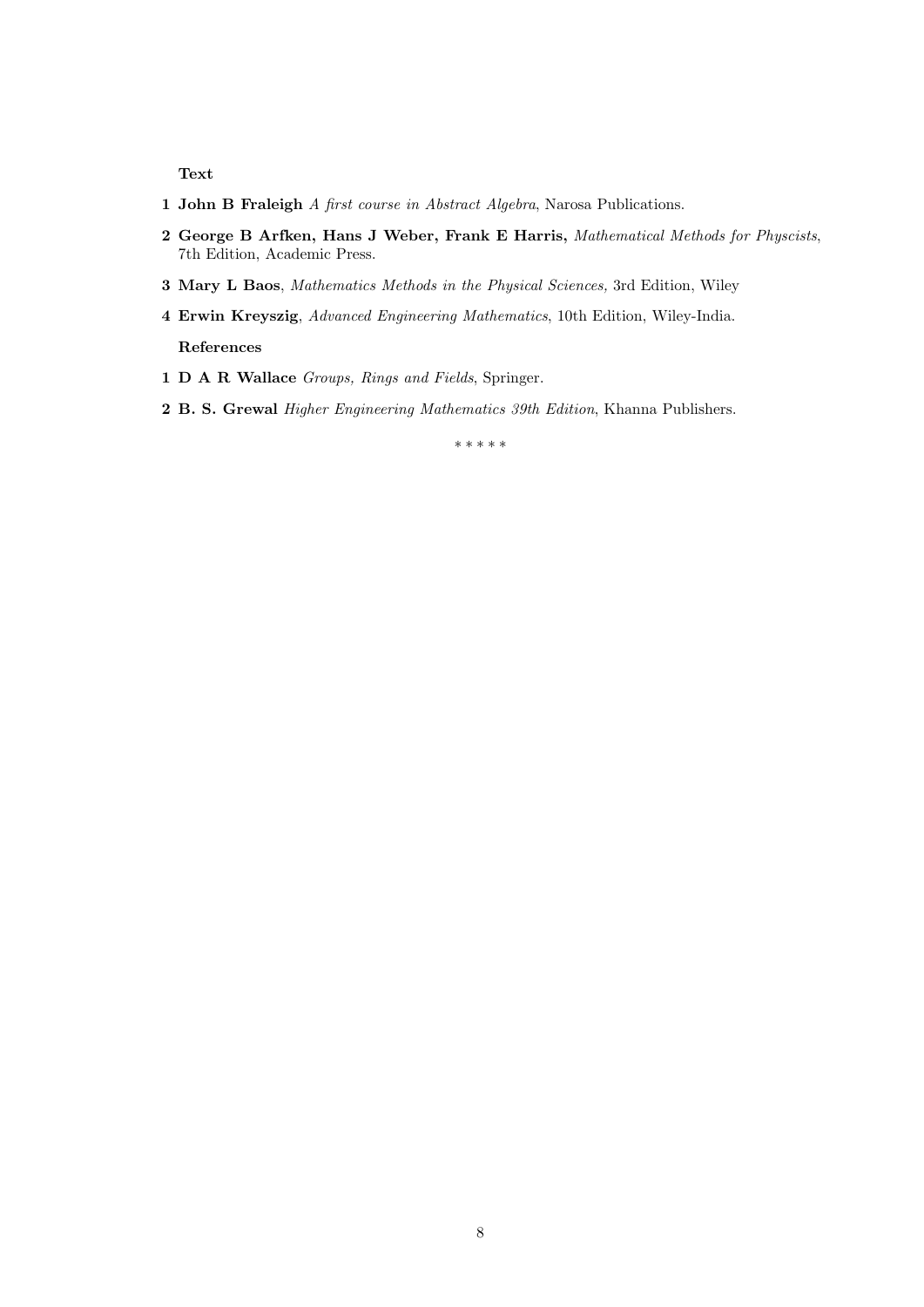**Text**

1. **John B Fraleigh** *A first course in Abstract Algebra*, Narosa Publications.

2. **George B Arfken, Hans J Weber, Frank E Harris,** *Mathematical Methods for Physcists*, 7th Edition, Academic Press.

3. **Mary L Baos**, *Mathematics Methods in the Physical Sciences,* 3rd Edition, Wiley

4. **Erwin Kreyszig**, *Advanced Engineering Mathematics*, 10th Edition, Wiley-India.

**References**

1. **D A R Wallace** *Groups, Rings and Fields*, Springer.

2. **B. S. Grewal** *Higher Engineering Mathematics 39th Edition*, Khanna Publishers.

\* \* \* \* \*